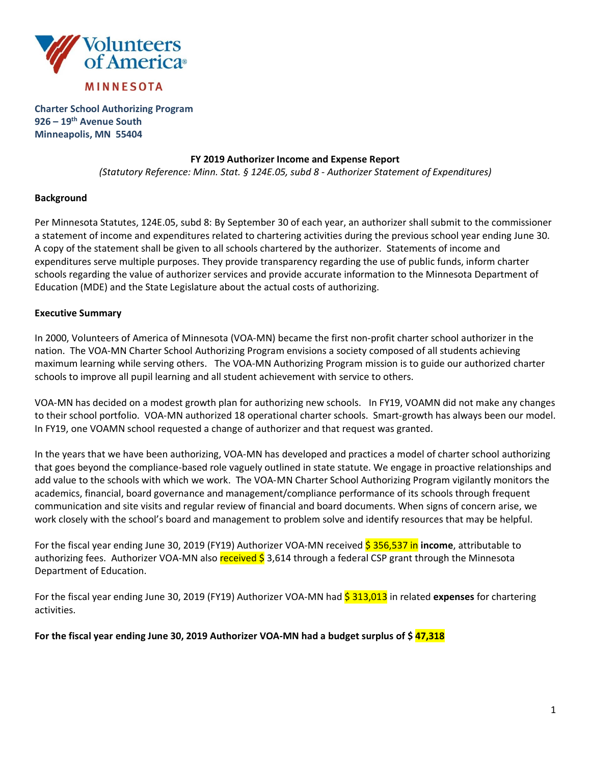Volunteers of America®

MINNESOTA

**Charter School Authorizing Program**
**926 – 19th Avenue South**
**Minneapolis, MN 55404**

**FY 2019 Authorizer Income and Expense Report**
*(Statutory Reference: Minn. Stat. § 124E.05, subd 8 - Authorizer Statement of Expenditures)*

**Background**

Per Minnesota Statutes, 124E.05, subd 8: By September 30 of each year, an authorizer shall submit to the commissioner a statement of income and expenditures related to chartering activities during the previous school year ending June 30. A copy of the statement shall be given to all schools chartered by the authorizer. Statements of income and expenditures serve multiple purposes. They provide transparency regarding the use of public funds, inform charter schools regarding the value of authorizer services and provide accurate information to the Minnesota Department of Education (MDE) and the State Legislature about the actual costs of authorizing.

**Executive Summary**

In 2000, Volunteers of America of Minnesota (VOA-MN) became the first non-profit charter school authorizer in the nation. The VOA-MN Charter School Authorizing Program envisions a society composed of all students achieving maximum learning while serving others. The VOA-MN Authorizing Program mission is to guide our authorized charter schools to improve all pupil learning and all student achievement with service to others.

VOA-MN has decided on a modest growth plan for authorizing new schools. In FY19, VOAMN did not make any changes to their school portfolio. VOA-MN authorized 18 operational charter schools. Smart-growth has always been our model. In FY19, one VOAMN school requested a change of authorizer and that request was granted.

In the years that we have been authorizing, VOA-MN has developed and practices a model of charter school authorizing that goes beyond the compliance-based role vaguely outlined in state statute. We engage in proactive relationships and add value to the schools with which we work. The VOA-MN Charter School Authorizing Program vigilantly monitors the academics, financial, board governance and management/compliance performance of its schools through frequent communication and site visits and regular review of financial and board documents. When signs of concern arise, we work closely with the school's board and management to problem solve and identify resources that may be helpful.

For the fiscal year ending June 30, 2019 (FY19) Authorizer VOA-MN received $ 356,537 in **income**, attributable to authorizing fees. Authorizer VOA-MN also received $ 3,614 through a federal CSP grant through the Minnesota Department of Education.

For the fiscal year ending June 30, 2019 (FY19) Authorizer VOA-MN had $ 313,013 in related **expenses** for chartering activities.

**For the fiscal year ending June 30, 2019 Authorizer VOA-MN had a budget surplus of $ 47,318**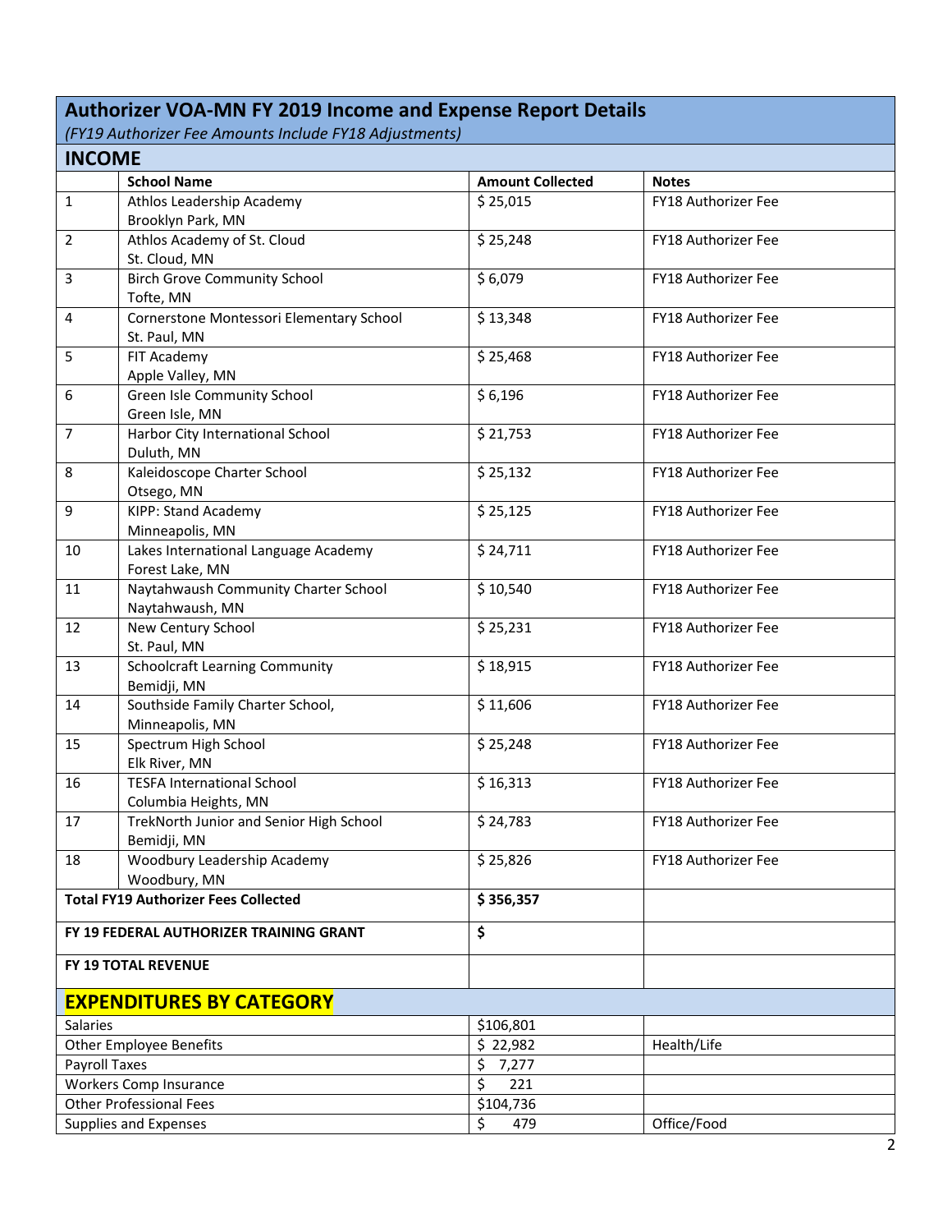## Authorizer VOA-MN FY 2019 Income and Expense Report Details

*(FY19 Authorizer Fee Amounts Include FY18 Adjustments)*

### INCOME

| | School Name | Amount Collected | Notes |
|---|---|---|---|
| 1 | Athlos Leadership Academy<br>Brooklyn Park, MN | $ 25,015 | FY18 Authorizer Fee |
| 2 | Athlos Academy of St. Cloud<br>St. Cloud, MN | $ 25,248 | FY18 Authorizer Fee |
| 3 | Birch Grove Community School<br>Tofte, MN | $ 6,079 | FY18 Authorizer Fee |
| 4 | Cornerstone Montessori Elementary School<br>St. Paul, MN | $ 13,348 | FY18 Authorizer Fee |
| 5 | FIT Academy<br>Apple Valley, MN | $ 25,468 | FY18 Authorizer Fee |
| 6 | Green Isle Community School<br>Green Isle, MN | $ 6,196 | FY18 Authorizer Fee |
| 7 | Harbor City International School<br>Duluth, MN | $ 21,753 | FY18 Authorizer Fee |
| 8 | Kaleidoscope Charter School<br>Otsego, MN | $ 25,132 | FY18 Authorizer Fee |
| 9 | KIPP: Stand Academy<br>Minneapolis, MN | $ 25,125 | FY18 Authorizer Fee |
| 10 | Lakes International Language Academy<br>Forest Lake, MN | $ 24,711 | FY18 Authorizer Fee |
| 11 | Naytahwaush Community Charter School<br>Naytahwaush, MN | $ 10,540 | FY18 Authorizer Fee |
| 12 | New Century School<br>St. Paul, MN | $ 25,231 | FY18 Authorizer Fee |
| 13 | Schoolcraft Learning Community<br>Bemidji, MN | $ 18,915 | FY18 Authorizer Fee |
| 14 | Southside Family Charter School,<br>Minneapolis, MN | $ 11,606 | FY18 Authorizer Fee |
| 15 | Spectrum High School<br>Elk River, MN | $ 25,248 | FY18 Authorizer Fee |
| 16 | TESFA International School<br>Columbia Heights, MN | $ 16,313 | FY18 Authorizer Fee |
| 17 | TrekNorth Junior and Senior High School<br>Bemidji, MN | $ 24,783 | FY18 Authorizer Fee |
| 18 | Woodbury Leadership Academy<br>Woodbury, MN | $ 25,826 | FY18 Authorizer Fee |
| **Total FY19 Authorizer Fees Collected** | | **$ 356,357** | |
| **FY 19 FEDERAL AUTHORIZER TRAINING GRANT** | | **$** | |
| **FY 19 TOTAL REVENUE** | | | |

### EXPENDITURES BY CATEGORY

| | | |
|---|---|---|
| Salaries | $106,801 | |
| Other Employee Benefits | $ 22,982 | Health/Life |
| Payroll Taxes | $ 7,277 | |
| Workers Comp Insurance | $ 221 | |
| Other Professional Fees | $104,736 | |
| Supplies and Expenses | $ 479 | Office/Food |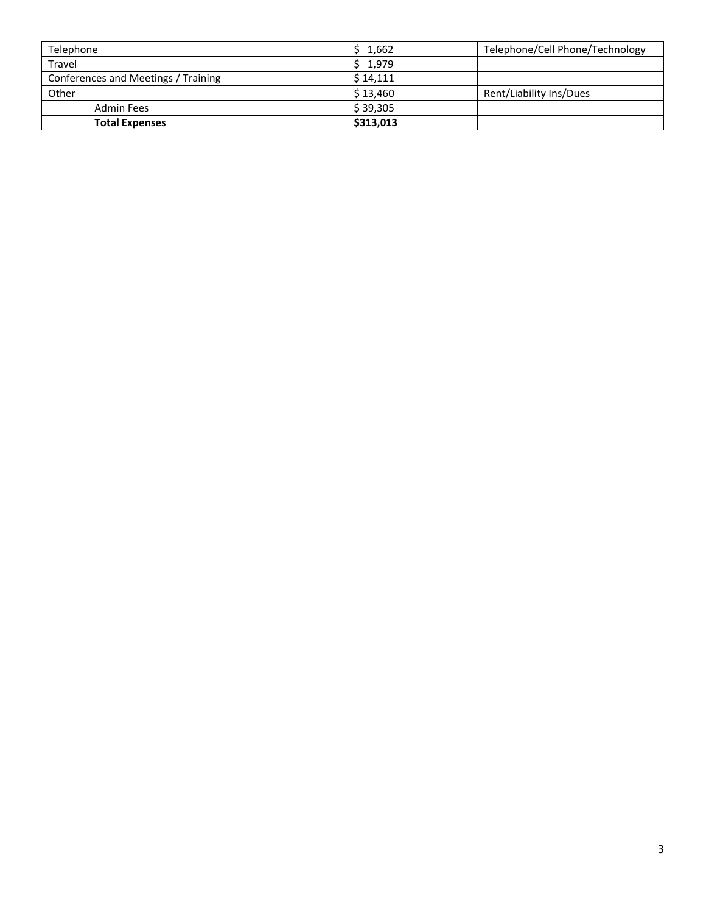| | | | |
|---|---|---|---|
| Telephone | | $ 1,662 | Telephone/Cell Phone/Technology |
| Travel | | $ 1,979 | |
| Conferences and Meetings / Training | | $ 14,111 | |
| Other | | $ 13,460 | Rent/Liability Ins/Dues |
| | Admin Fees | $ 39,305 | |
| | **Total Expenses** | **$313,013** | |